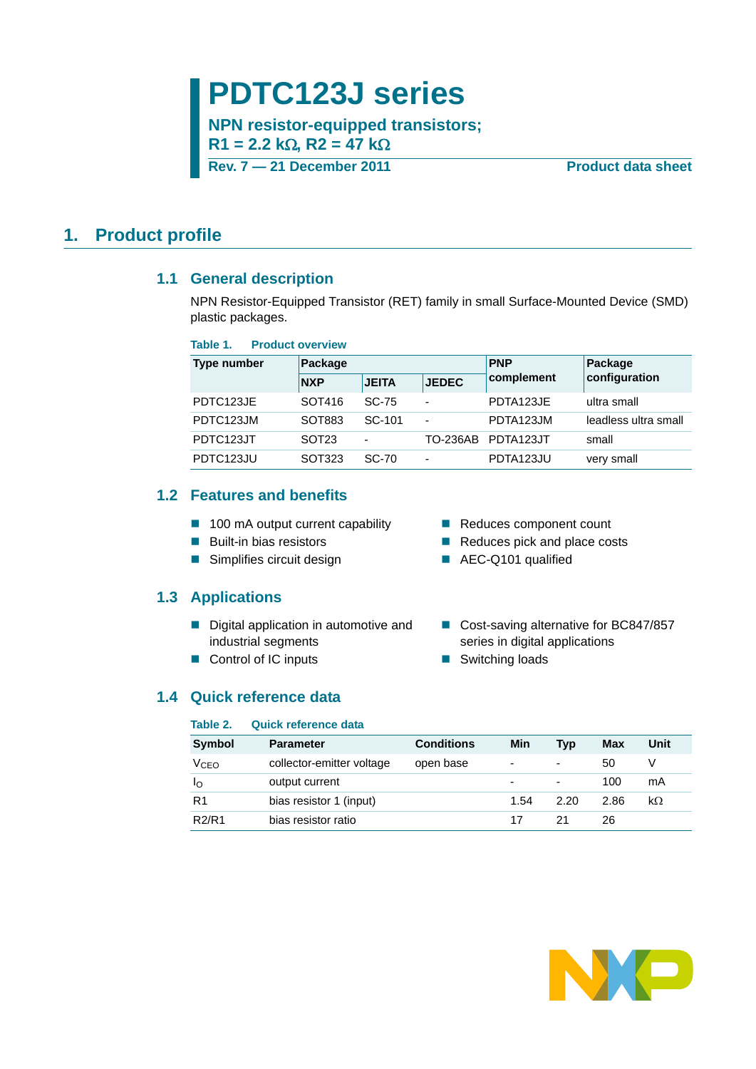# PDTC123J series

**NPN resistor-equipped transistors; R1 = 2.2 kΩ, R2 = 47 kΩ**

**Rev. 7 — 21 December 2011** **Product data sheet**

## 1. Product profile

### 1.1 General description

NPN Resistor-Equipped Transistor (RET) family in small Surface-Mounted Device (SMD) plastic packages.

**Table 1. Product overview**

| Type number | Package | | | PNP complement | Package configuration |
|---|---|---|---|---|---|
| | NXP | JEITA | JEDEC | | |
| PDTC123JE | SOT416 | SC-75 | - | PDTA123JE | ultra small |
| PDTC123JM | SOT883 | SC-101 | - | PDTA123JM | leadless ultra small |
| PDTC123JT | SOT23 | - | TO-236AB | PDTA123JT | small |
| PDTC123JU | SOT323 | SC-70 | - | PDTA123JU | very small |

### 1.2 Features and benefits

- 100 mA output current capability
- Built-in bias resistors
- Simplifies circuit design
- Reduces component count
- Reduces pick and place costs
- AEC-Q101 qualified

### 1.3 Applications

- Digital application in automotive and industrial segments
- Control of IC inputs
- Cost-saving alternative for BC847/857 series in digital applications
- Switching loads

### 1.4 Quick reference data

**Table 2. Quick reference data**

| Symbol | Parameter | Conditions | Min | Typ | Max | Unit |
|---|---|---|---|---|---|---|
| $V_{CEO}$ | collector-emitter voltage | open base | - | - | 50 | V |
| $I_O$ | output current | | - | - | 100 | mA |
| R1 | bias resistor 1 (input) | | 1.54 | 2.20 | 2.86 | kΩ |
| R2/R1 | bias resistor ratio | | 17 | 21 | 26 | |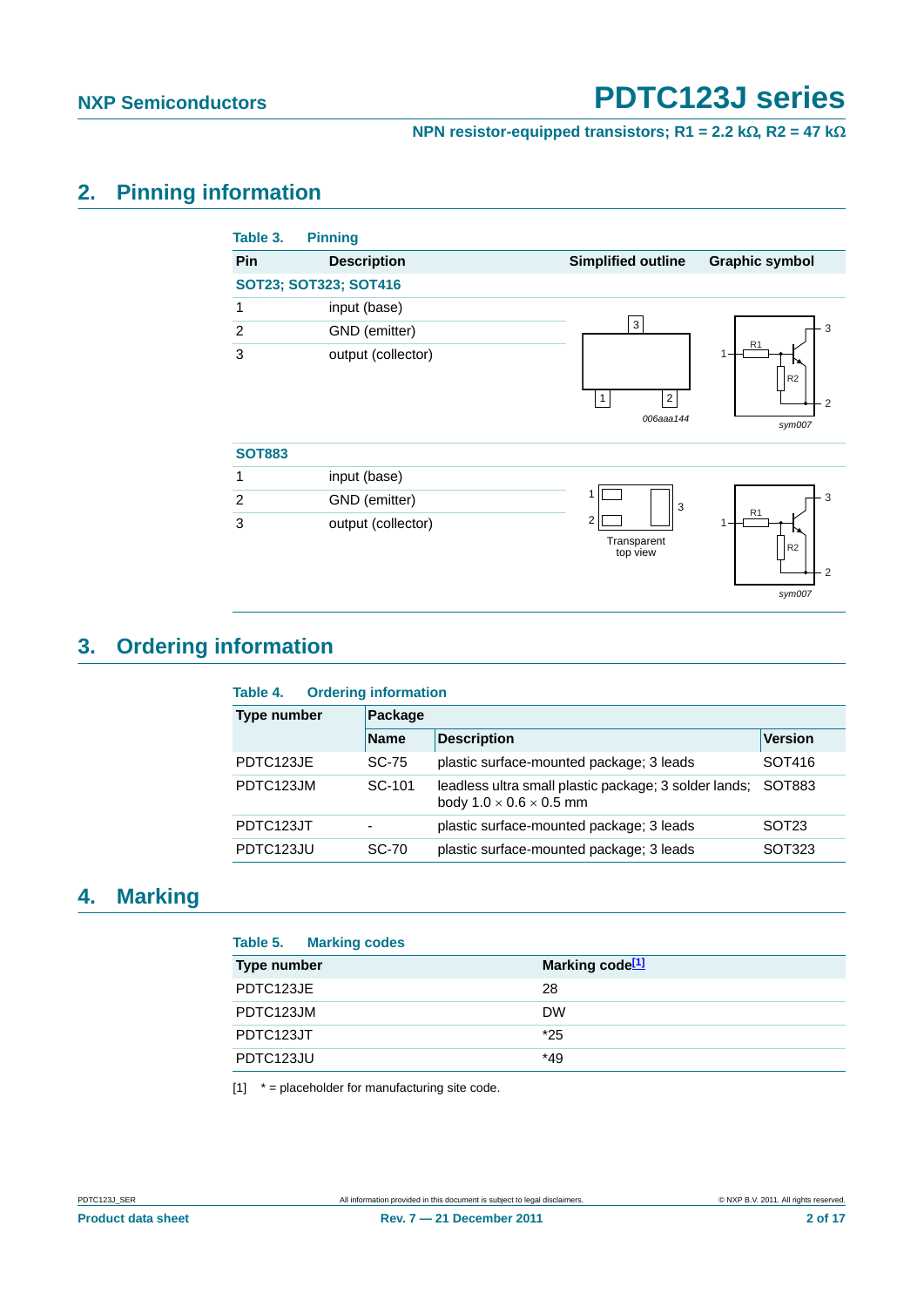## 2. Pinning information

**Table 3. Pinning**

| Pin | Description | Simplified outline | Graphic symbol |
|---|---|---|---|
| **SOT23; SOT323; SOT416** | | | |
| 1 | input (base) | | |
| 2 | GND (emitter) | | |
| 3 | output (collector) | | |
| **SOT883** | | | |
| 1 | input (base) | Transparent top view | |
| 2 | GND (emitter) | | |
| 3 | output (collector) | | |

## 3. Ordering information

**Table 4. Ordering information**

| Type number | Package | | |
|---|---|---|---|
| | Name | Description | Version |
| PDTC123JE | SC-75 | plastic surface-mounted package; 3 leads | SOT416 |
| PDTC123JM | SC-101 | leadless ultra small plastic package; 3 solder lands; body 1.0 × 0.6 × 0.5 mm | SOT883 |
| PDTC123JT | - | plastic surface-mounted package; 3 leads | SOT23 |
| PDTC123JU | SC-70 | plastic surface-mounted package; 3 leads | SOT323 |

## 4. Marking

**Table 5. Marking codes**

| Type number | Marking code[1] |
|---|---|
| PDTC123JE | 28 |
| PDTC123JM | DW |
| PDTC123JT | *25 |
| PDTC123JU | *49 |

[1] * = placeholder for manufacturing site code.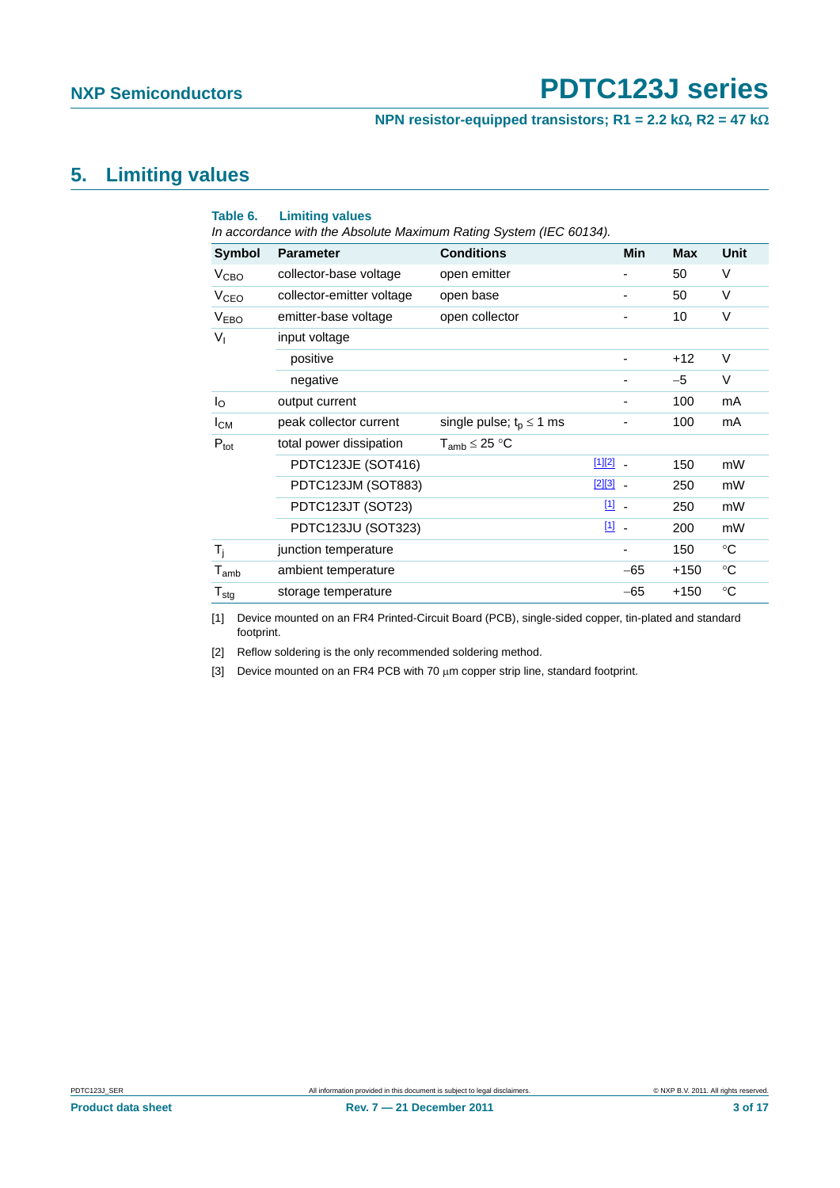## 5. Limiting values

**Table 6. Limiting values**

*In accordance with the Absolute Maximum Rating System (IEC 60134).*

| Symbol | Parameter | Conditions | | Min | Max | Unit |
|---|---|---|---|---|---|---|
| $V_{CBO}$ | collector-base voltage | open emitter | | - | 50 | V |
| $V_{CEO}$ | collector-emitter voltage | open base | | - | 50 | V |
| $V_{EBO}$ | emitter-base voltage | open collector | | - | 10 | V |
| $V_I$ | input voltage | | | | | |
| | positive | | | - | +12 | V |
| | negative | | | - | −5 | V |
| $I_O$ | output current | | | - | 100 | mA |
| $I_{CM}$ | peak collector current | single pulse; $t_p \leq 1$ ms | | - | 100 | mA |
| $P_{tot}$ | total power dissipation | $T_{amb} \leq 25$ °C | | | | |
| | PDTC123JE (SOT416) | | [1][2] | - | 150 | mW |
| | PDTC123JM (SOT883) | | [2][3] | - | 250 | mW |
| | PDTC123JT (SOT23) | | [1] | - | 250 | mW |
| | PDTC123JU (SOT323) | | [1] | - | 200 | mW |
| $T_j$ | junction temperature | | | - | 150 | °C |
| $T_{amb}$ | ambient temperature | | | −65 | +150 | °C |
| $T_{stg}$ | storage temperature | | | −65 | +150 | °C |

[1] Device mounted on an FR4 Printed-Circuit Board (PCB), single-sided copper, tin-plated and standard footprint.

[2] Reflow soldering is the only recommended soldering method.

[3] Device mounted on an FR4 PCB with 70 μm copper strip line, standard footprint.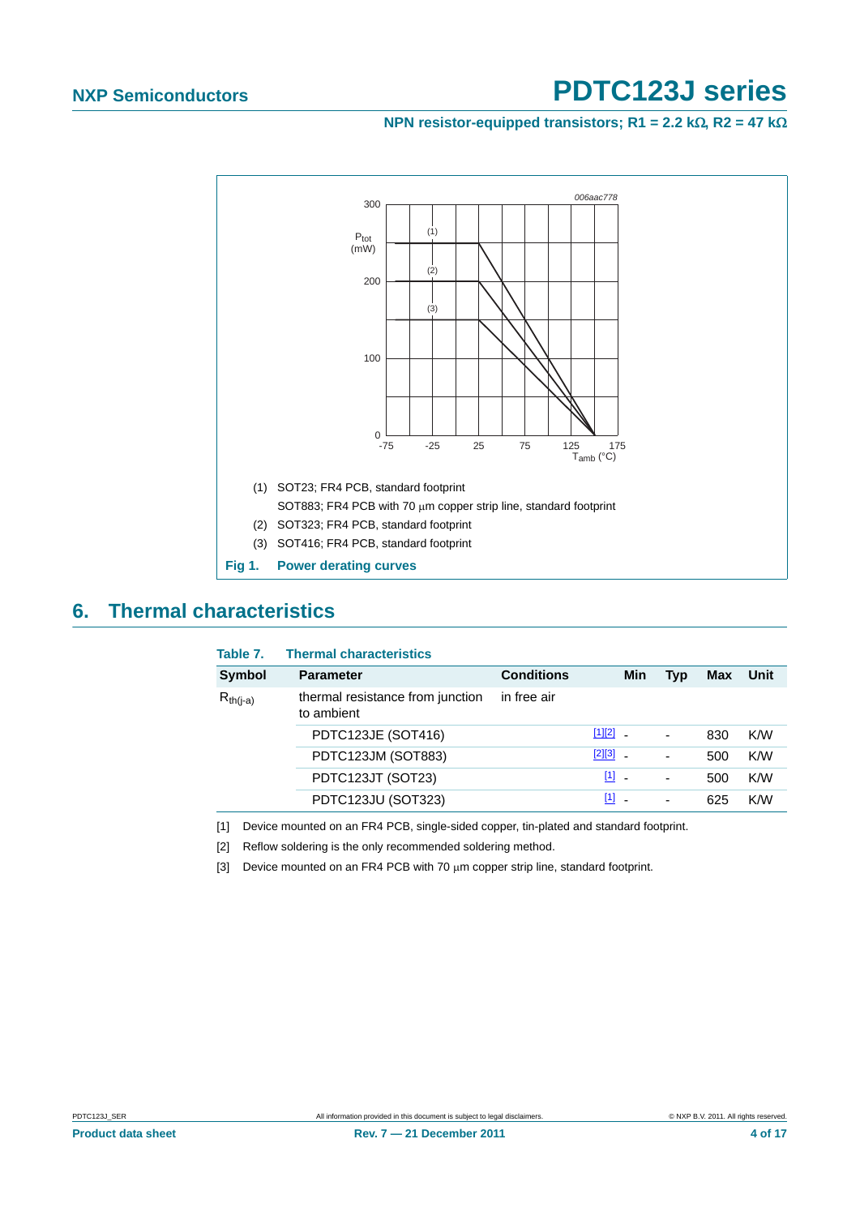(1) SOT23; FR4 PCB, standard footprint

SOT883; FR4 PCB with 70 μm copper strip line, standard footprint

(2) SOT323; FR4 PCB, standard footprint

(3) SOT416; FR4 PCB, standard footprint

**Fig 1. Power derating curves**

## 6. Thermal characteristics

**Table 7. Thermal characteristics**

| Symbol | Parameter | Conditions | | Min | Typ | Max | Unit |
|---|---|---|---|---|---|---|---|
| $R_{th(j-a)}$ | thermal resistance from junction to ambient | in free air | | | | | |
| | PDTC123JE (SOT416) | | [1][2] | - | - | 830 | K/W |
| | PDTC123JM (SOT883) | | [2][3] | - | - | 500 | K/W |
| | PDTC123JT (SOT23) | | [1] | - | - | 500 | K/W |
| | PDTC123JU (SOT323) | | [1] | - | - | 625 | K/W |

[1] Device mounted on an FR4 PCB, single-sided copper, tin-plated and standard footprint.

[2] Reflow soldering is the only recommended soldering method.

[3] Device mounted on an FR4 PCB with 70 μm copper strip line, standard footprint.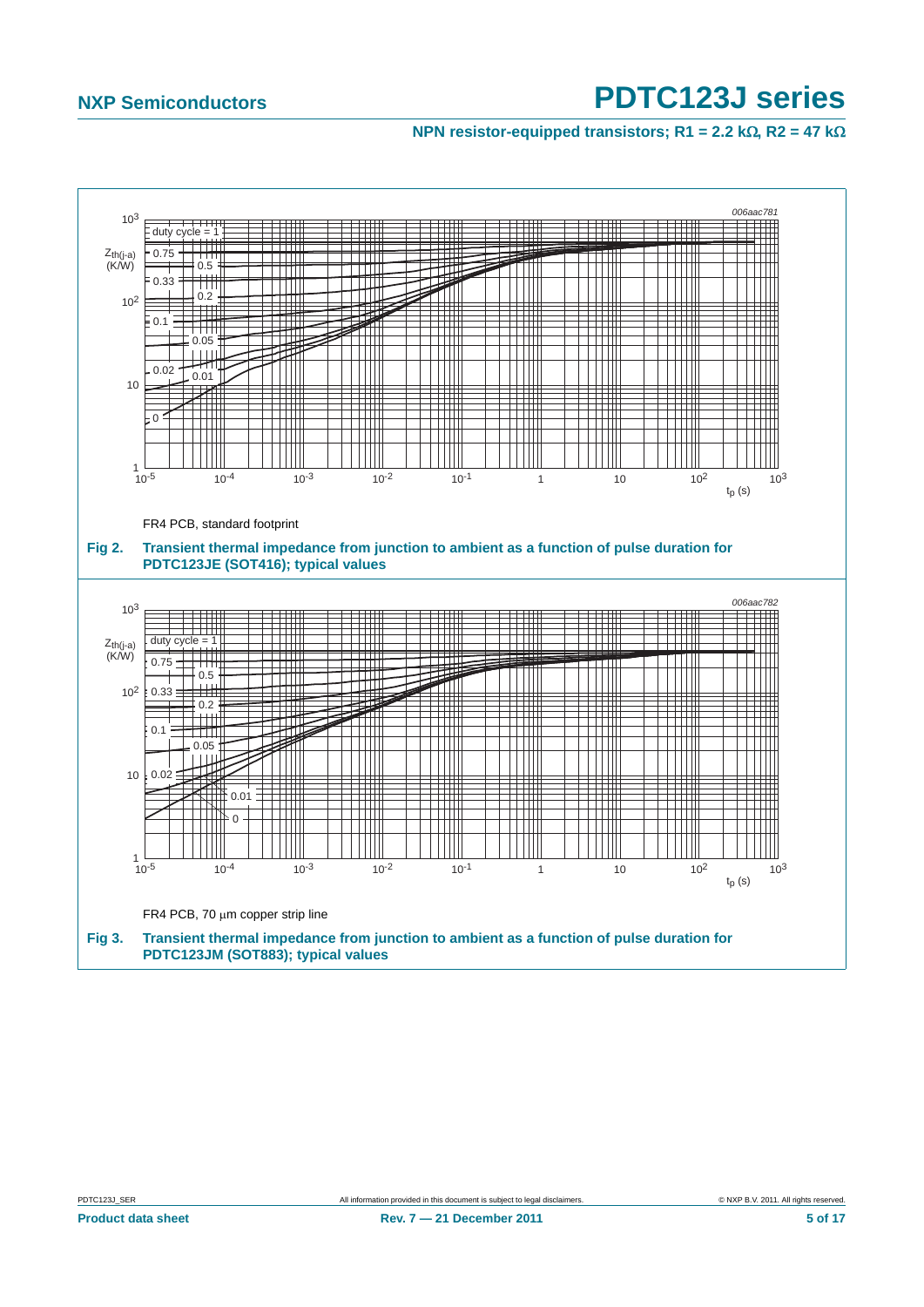FR4 PCB, standard footprint

**Fig 2. Transient thermal impedance from junction to ambient as a function of pulse duration for PDTC123JE (SOT416); typical values**

FR4 PCB, 70 μm copper strip line

**Fig 3. Transient thermal impedance from junction to ambient as a function of pulse duration for PDTC123JM (SOT883); typical values**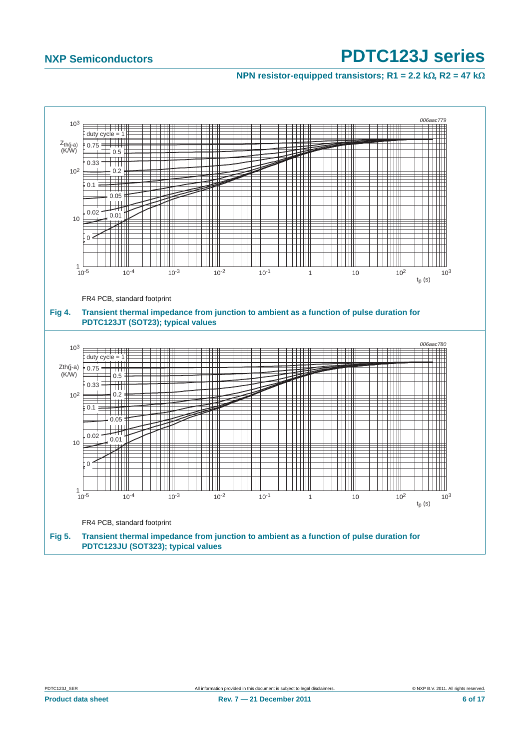FR4 PCB, standard footprint

**Fig 4. Transient thermal impedance from junction to ambient as a function of pulse duration for PDTC123JT (SOT23); typical values**

FR4 PCB, standard footprint

**Fig 5. Transient thermal impedance from junction to ambient as a function of pulse duration for PDTC123JU (SOT323); typical values**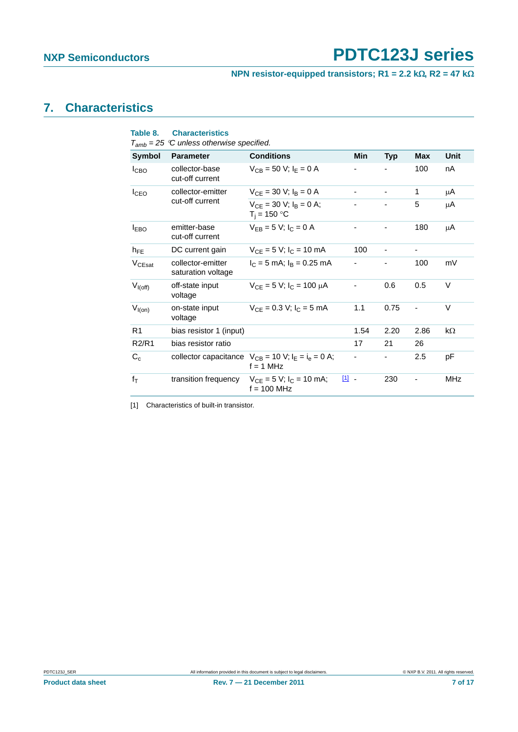# 7. Characteristics

**Table 8. Characteristics**

*$T_{amb}$ = 25 °C unless otherwise specified.*

| Symbol | Parameter | Conditions | | Min | Typ | Max | Unit |
|---|---|---|---|---|---|---|---|
| $I_{CBO}$ | collector-base cut-off current | $V_{CB}$ = 50 V; $I_E$ = 0 A | | - | - | 100 | nA |
| $I_{CEO}$ | collector-emitter cut-off current | $V_{CE}$ = 30 V; $I_B$ = 0 A | | - | - | 1 | μA |
| | | $V_{CE}$ = 30 V; $I_B$ = 0 A; $T_j$ = 150 °C | | - | - | 5 | μA |
| $I_{EBO}$ | emitter-base cut-off current | $V_{EB}$ = 5 V; $I_C$ = 0 A | | - | - | 180 | μA |
| $h_{FE}$ | DC current gain | $V_{CE}$ = 5 V; $I_C$ = 10 mA | | 100 | - | - | |
| $V_{CEsat}$ | collector-emitter saturation voltage | $I_C$ = 5 mA; $I_B$ = 0.25 mA | | - | - | 100 | mV |
| $V_{I(off)}$ | off-state input voltage | $V_{CE}$ = 5 V; $I_C$ = 100 μA | | - | 0.6 | 0.5 | V |
| $V_{I(on)}$ | on-state input voltage | $V_{CE}$ = 0.3 V; $I_C$ = 5 mA | | 1.1 | 0.75 | - | V |
| R1 | bias resistor 1 (input) | | | 1.54 | 2.20 | 2.86 | kΩ |
| R2/R1 | bias resistor ratio | | | 17 | 21 | 26 | |
| $C_c$ | collector capacitance | $V_{CB}$ = 10 V; $I_E$ = $i_e$ = 0 A; f = 1 MHz | | - | - | 2.5 | pF |
| $f_T$ | transition frequency | $V_{CE}$ = 5 V; $I_C$ = 10 mA; f = 100 MHz | [1] | - | 230 | - | MHz |

[1] Characteristics of built-in transistor.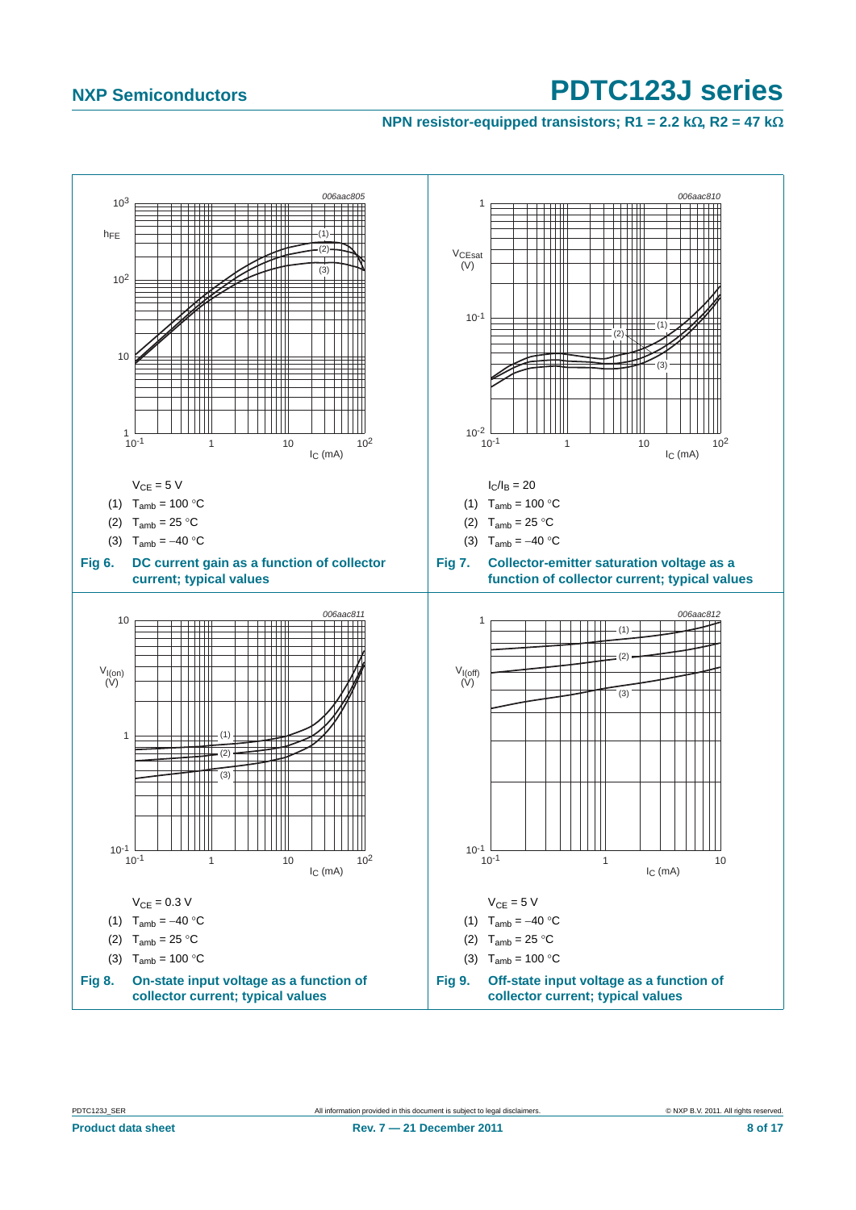$V_{CE}$ = 5 V

(1) $T_{amb}$ = 100 °C

(2) $T_{amb}$ = 25 °C

(3) $T_{amb}$ = −40 °C

**Fig 6. DC current gain as a function of collector current; typical values**

$I_C/I_B$ = 20

(1) $T_{amb}$ = 100 °C

(2) $T_{amb}$ = 25 °C

(3) $T_{amb}$ = −40 °C

**Fig 7. Collector-emitter saturation voltage as a function of collector current; typical values**

$V_{CE}$ = 0.3 V

(1) $T_{amb}$ = −40 °C

(2) $T_{amb}$ = 25 °C

(3) $T_{amb}$ = 100 °C

**Fig 8. On-state input voltage as a function of collector current; typical values**

$V_{CE}$ = 5 V

(1) $T_{amb}$ = −40 °C

(2) $T_{amb}$ = 25 °C

(3) $T_{amb}$ = 100 °C

**Fig 9. Off-state input voltage as a function of collector current; typical values**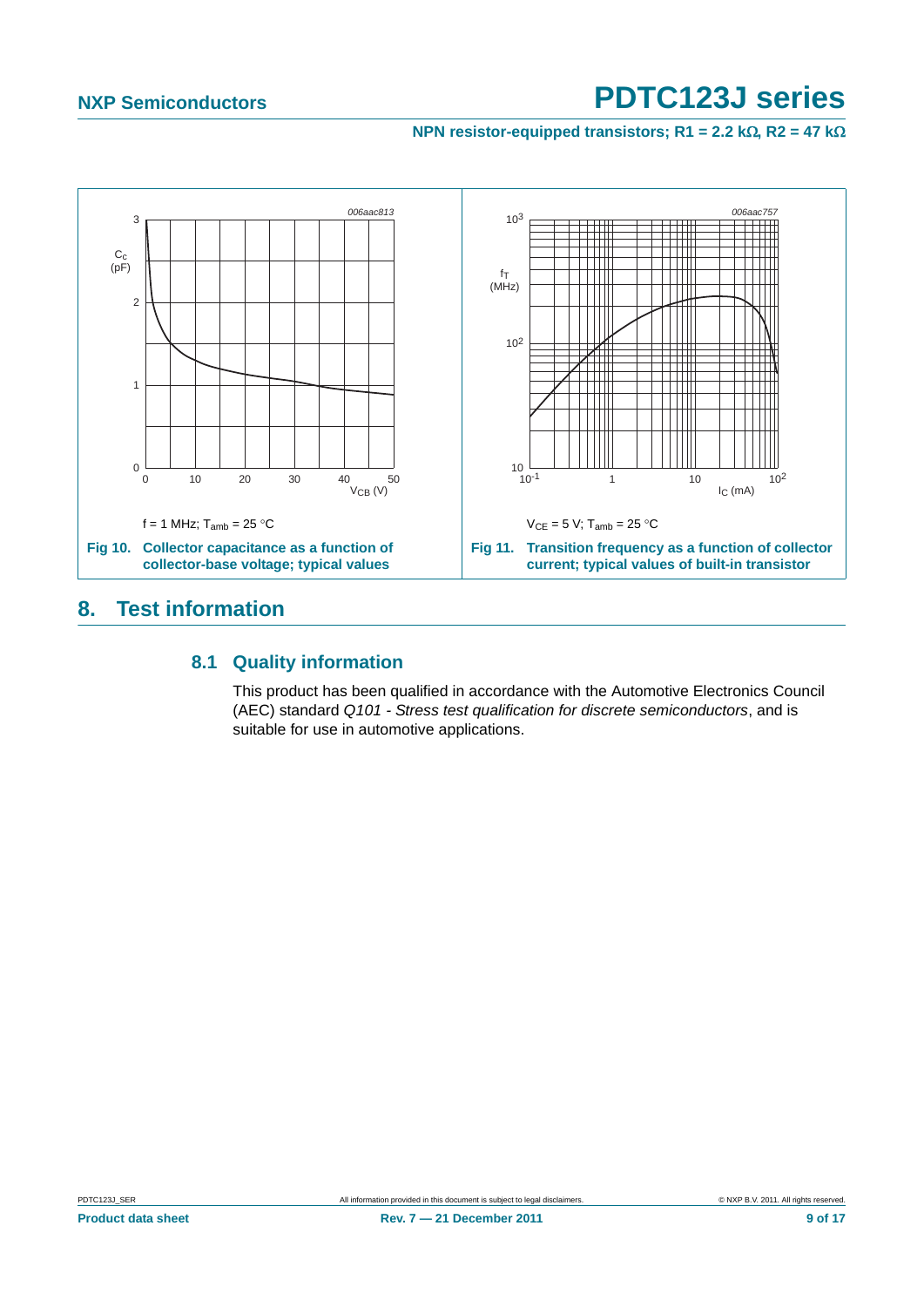$f = 1$ MHz; $T_{amb} = 25$ °C

**Fig 10. Collector capacitance as a function of collector-base voltage; typical values**

$V_{CE} = 5$ V; $T_{amb} = 25$ °C

**Fig 11. Transition frequency as a function of collector current; typical values of built-in transistor**

## 8. Test information

### 8.1 Quality information

This product has been qualified in accordance with the Automotive Electronics Council (AEC) standard *Q101 - Stress test qualification for discrete semiconductors*, and is suitable for use in automotive applications.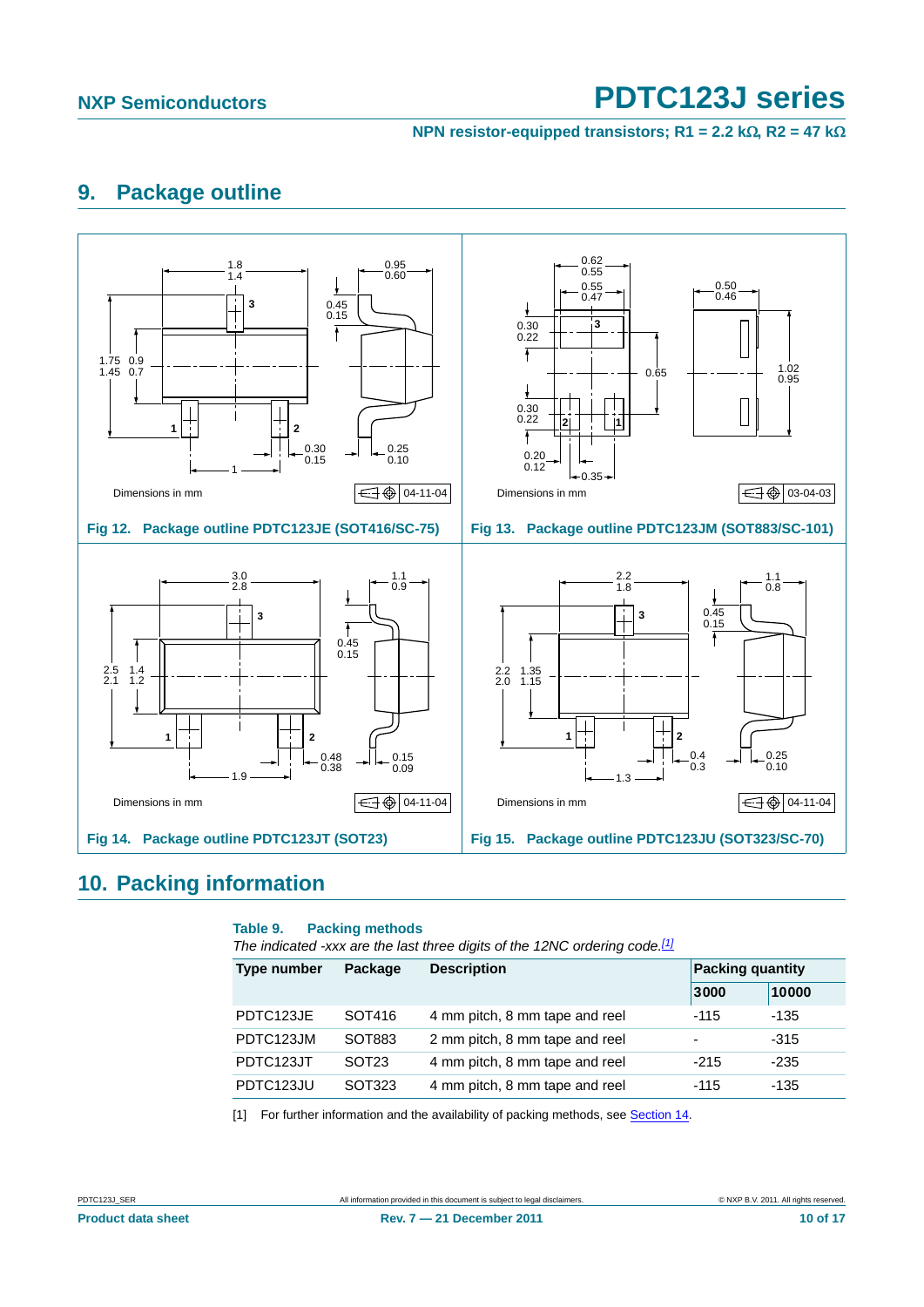## 9. Package outline

Dimensions in mm

04-11-04

Fig 12. Package outline PDTC123JE (SOT416/SC-75)

Dimensions in mm

03-04-03

Fig 13. Package outline PDTC123JM (SOT883/SC-101)

Dimensions in mm

04-11-04

Fig 14. Package outline PDTC123JT (SOT23)

Dimensions in mm

04-11-04

Fig 15. Package outline PDTC123JU (SOT323/SC-70)

## 10. Packing information

**Table 9. Packing methods**

*The indicated -xxx are the last three digits of the 12NC ordering code.*[1]

| Type number | Package | Description | Packing quantity | |
|---|---|---|---|---|
| | | | 3000 | 10000 |
| PDTC123JE | SOT416 | 4 mm pitch, 8 mm tape and reel | -115 | -135 |
| PDTC123JM | SOT883 | 2 mm pitch, 8 mm tape and reel | - | -315 |
| PDTC123JT | SOT23 | 4 mm pitch, 8 mm tape and reel | -215 | -235 |
| PDTC123JU | SOT323 | 4 mm pitch, 8 mm tape and reel | -115 | -135 |

[1] For further information and the availability of packing methods, see Section 14.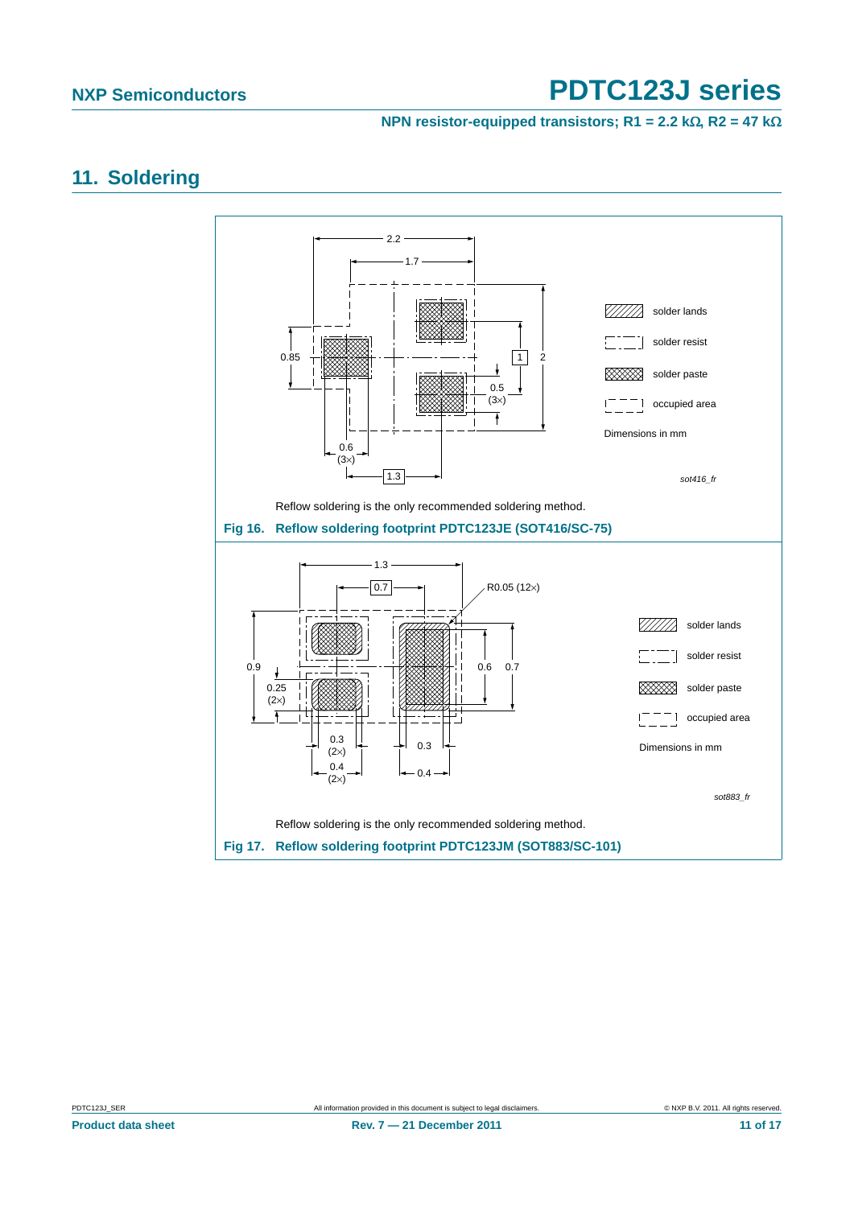## 11. Soldering

Reflow soldering is the only recommended soldering method.

**Fig 16. Reflow soldering footprint PDTC123JE (SOT416/SC-75)**

Reflow soldering is the only recommended soldering method.

**Fig 17. Reflow soldering footprint PDTC123JM (SOT883/SC-101)**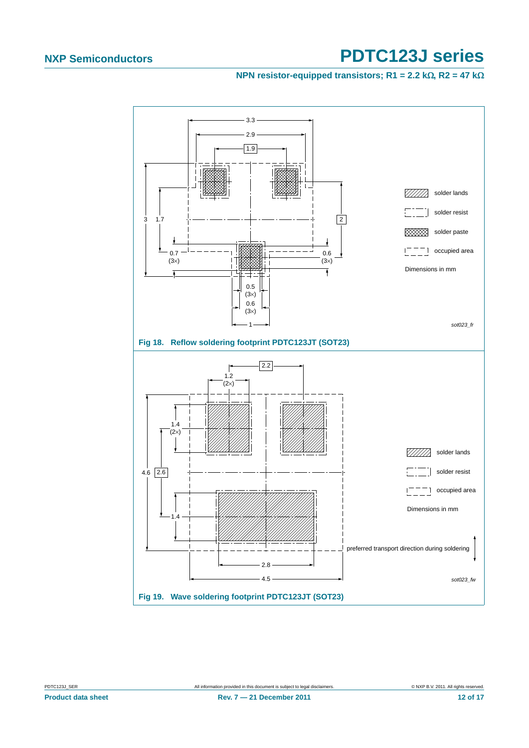Fig 18. Reflow soldering footprint PDTC123JT (SOT23)

Fig 19. Wave soldering footprint PDTC123JT (SOT23)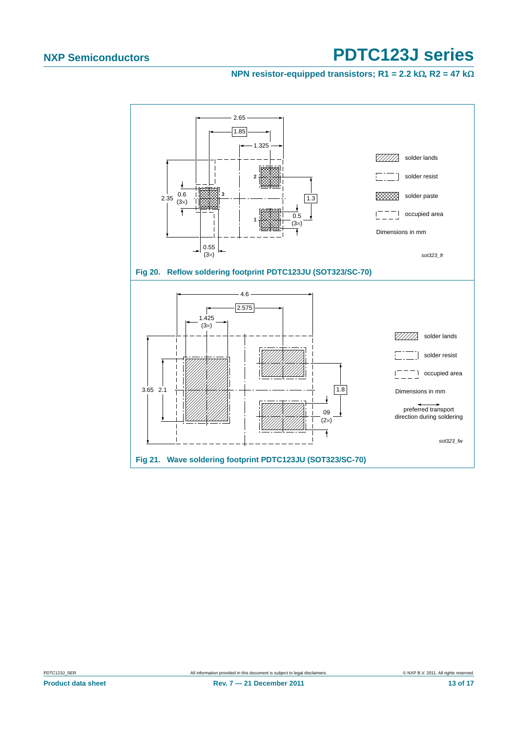Fig 20. Reflow soldering footprint PDTC123JU (SOT323/SC-70)

Fig 21. Wave soldering footprint PDTC123JU (SOT323/SC-70)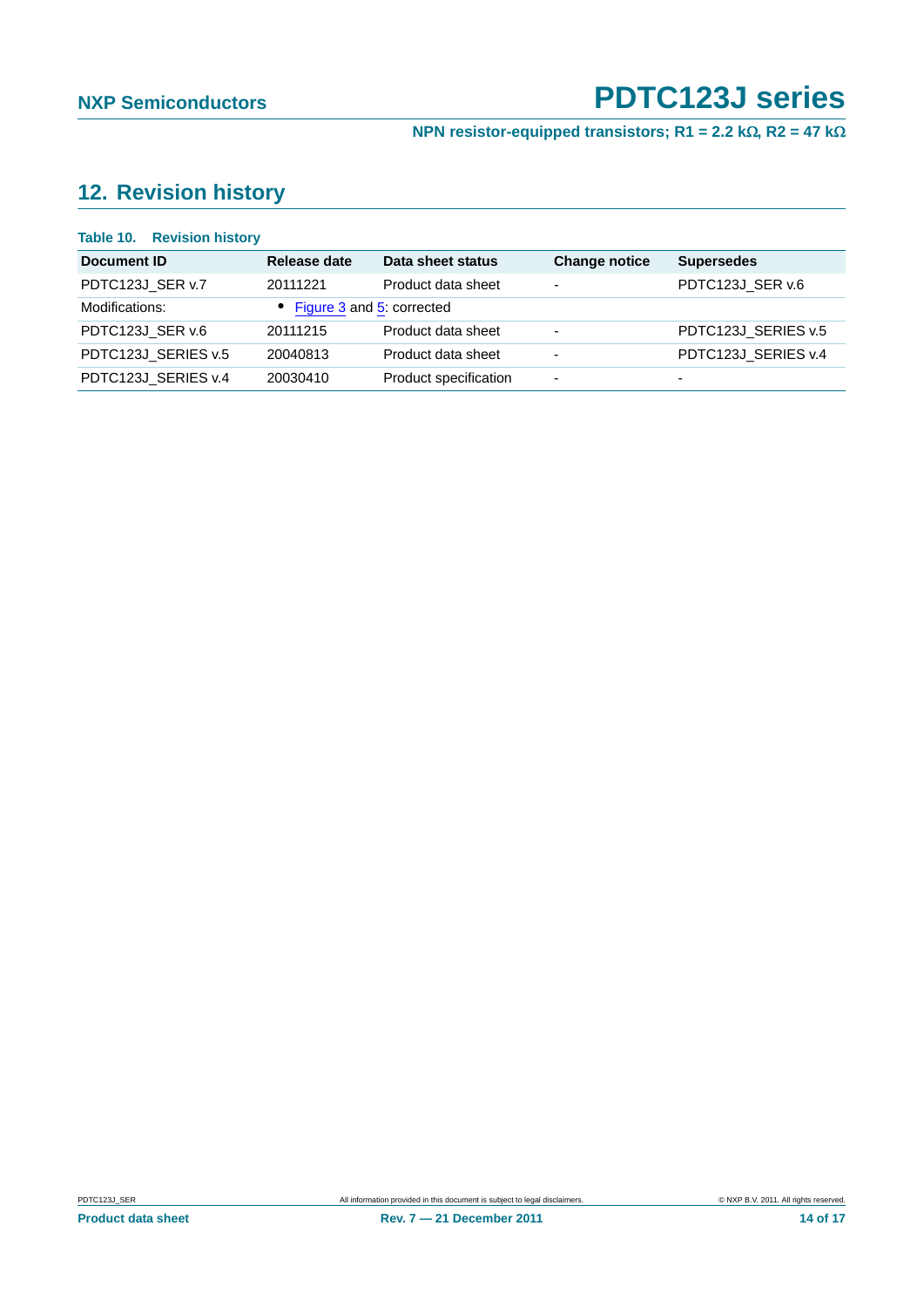## 12. Revision history

**Table 10. Revision history**

| Document ID | Release date | Data sheet status | Change notice | Supersedes |
|---|---|---|---|---|
| PDTC123J_SER v.7 | 20111221 | Product data sheet | - | PDTC123J_SER v.6 |
| Modifications: | • Figure 3 and 5: corrected | | | |
| PDTC123J_SER v.6 | 20111215 | Product data sheet | - | PDTC123J_SERIES v.5 |
| PDTC123J_SERIES v.5 | 20040813 | Product data sheet | - | PDTC123J_SERIES v.4 |
| PDTC123J_SERIES v.4 | 20030410 | Product specification | - | - |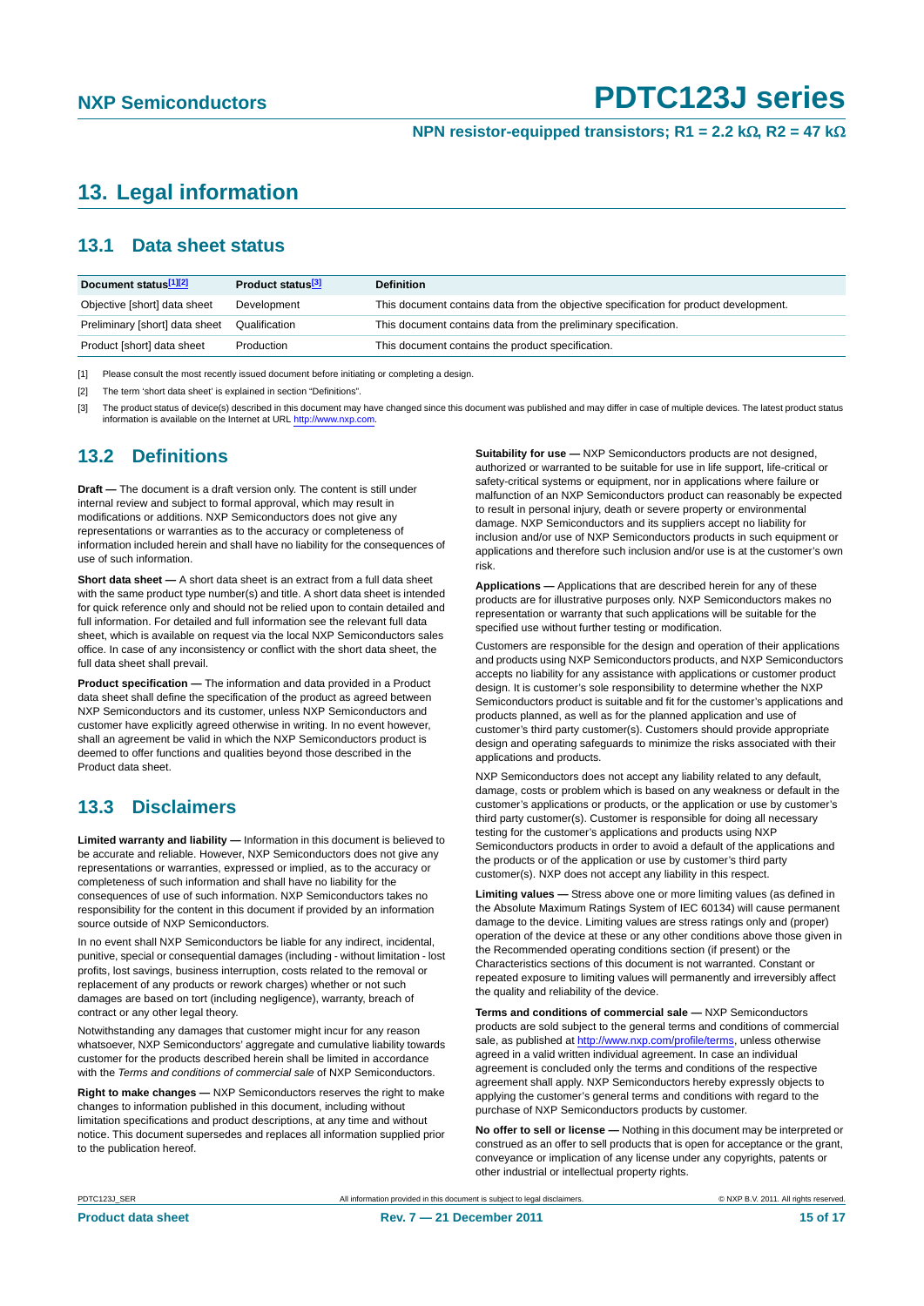## 13. Legal information

### 13.1 Data sheet status

| Document status[1][2] | Product status[3] | Definition |
|---|---|---|
| Objective [short] data sheet | Development | This document contains data from the objective specification for product development. |
| Preliminary [short] data sheet | Qualification | This document contains data from the preliminary specification. |
| Product [short] data sheet | Production | This document contains the product specification. |

[1] Please consult the most recently issued document before initiating or completing a design.

[2] The term 'short data sheet' is explained in section "Definitions".

[3] The product status of device(s) described in this document may have changed since this document was published and may differ in case of multiple devices. The latest product status information is available on the Internet at URL http://www.nxp.com.

### 13.2 Definitions

**Draft —** The document is a draft version only. The content is still under internal review and subject to formal approval, which may result in modifications or additions. NXP Semiconductors does not give any representations or warranties as to the accuracy or completeness of information included herein and shall have no liability for the consequences of use of such information.

**Short data sheet —** A short data sheet is an extract from a full data sheet with the same product type number(s) and title. A short data sheet is intended for quick reference only and should not be relied upon to contain detailed and full information. For detailed and full information see the relevant full data sheet, which is available on request via the local NXP Semiconductors sales office. In case of any inconsistency or conflict with the short data sheet, the full data sheet shall prevail.

**Product specification —** The information and data provided in a Product data sheet shall define the specification of the product as agreed between NXP Semiconductors and its customer, unless NXP Semiconductors and customer have explicitly agreed otherwise in writing. In no event however, shall an agreement be valid in which the NXP Semiconductors product is deemed to offer functions and qualities beyond those described in the Product data sheet.

### 13.3 Disclaimers

**Limited warranty and liability —** Information in this document is believed to be accurate and reliable. However, NXP Semiconductors does not give any representations or warranties, expressed or implied, as to the accuracy or completeness of such information and shall have no liability for the consequences of use of such information. NXP Semiconductors takes no responsibility for the content in this document if provided by an information source outside of NXP Semiconductors.

In no event shall NXP Semiconductors be liable for any indirect, incidental, punitive, special or consequential damages (including - without limitation - lost profits, lost savings, business interruption, costs related to the removal or replacement of any products or rework charges) whether or not such damages are based on tort (including negligence), warranty, breach of contract or any other legal theory.

Notwithstanding any damages that customer might incur for any reason whatsoever, NXP Semiconductors' aggregate and cumulative liability towards customer for the products described herein shall be limited in accordance with the *Terms and conditions of commercial sale* of NXP Semiconductors.

**Right to make changes —** NXP Semiconductors reserves the right to make changes to information published in this document, including without limitation specifications and product descriptions, at any time and without notice. This document supersedes and replaces all information supplied prior to the publication hereof.

**Suitability for use —** NXP Semiconductors products are not designed, authorized or warranted to be suitable for use in life support, life-critical or safety-critical systems or equipment, nor in applications where failure or malfunction of an NXP Semiconductors product can reasonably be expected to result in personal injury, death or severe property or environmental damage. NXP Semiconductors and its suppliers accept no liability for inclusion and/or use of NXP Semiconductors products in such equipment or applications and therefore such inclusion and/or use is at the customer's own risk.

**Applications —** Applications that are described herein for any of these products are for illustrative purposes only. NXP Semiconductors makes no representation or warranty that such applications will be suitable for the specified use without further testing or modification.

Customers are responsible for the design and operation of their applications and products using NXP Semiconductors products, and NXP Semiconductors accepts no liability for any assistance with applications or customer product design. It is customer's sole responsibility to determine whether the NXP Semiconductors product is suitable and fit for the customer's applications and products planned, as well as for the planned application and use of customer's third party customer(s). Customers should provide appropriate design and operating safeguards to minimize the risks associated with their applications and products.

NXP Semiconductors does not accept any liability related to any default, damage, costs or problem which is based on any weakness or default in the customer's applications or products, or the application or use by customer's third party customer(s). Customer is responsible for doing all necessary testing for the customer's applications and products using NXP Semiconductors products in order to avoid a default of the applications and the products or of the application or use by customer's third party customer(s). NXP does not accept any liability in this respect.

**Limiting values —** Stress above one or more limiting values (as defined in the Absolute Maximum Ratings System of IEC 60134) will cause permanent damage to the device. Limiting values are stress ratings only and (proper) operation of the device at these or any other conditions above those given in the Recommended operating conditions section (if present) or the Characteristics sections of this document is not warranted. Constant or repeated exposure to limiting values will permanently and irreversibly affect the quality and reliability of the device.

**Terms and conditions of commercial sale —** NXP Semiconductors products are sold subject to the general terms and conditions of commercial sale, as published at http://www.nxp.com/profile/terms, unless otherwise agreed in a valid written individual agreement. In case an individual agreement is concluded only the terms and conditions of the respective agreement shall apply. NXP Semiconductors hereby expressly objects to applying the customer's general terms and conditions with regard to the purchase of NXP Semiconductors products by customer.

**No offer to sell or license —** Nothing in this document may be interpreted or construed as an offer to sell products that is open for acceptance or the grant, conveyance or implication of any license under any copyrights, patents or other industrial or intellectual property rights.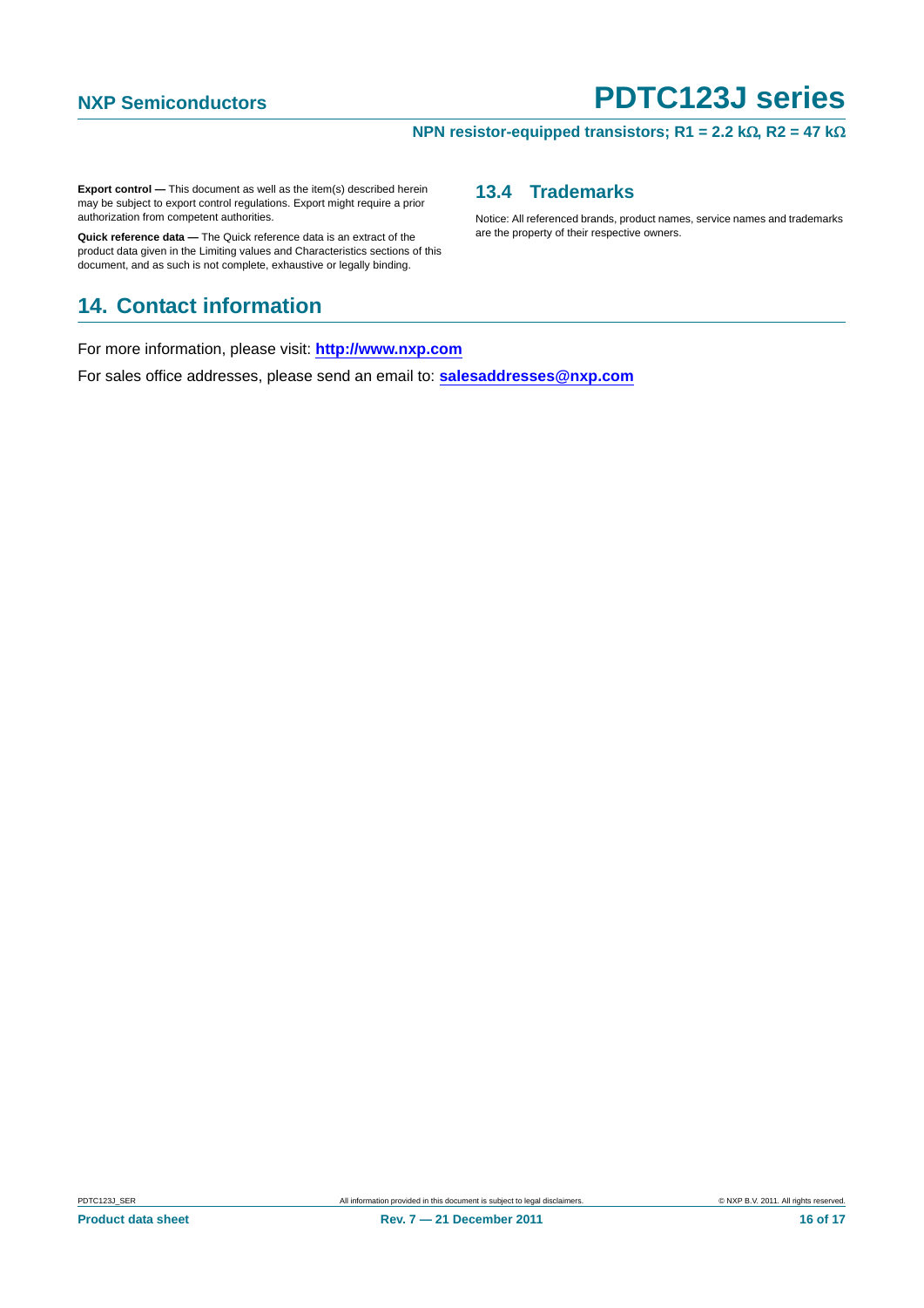**Export control —** This document as well as the item(s) described herein may be subject to export control regulations. Export might require a prior authorization from competent authorities.

**Quick reference data —** The Quick reference data is an extract of the product data given in the Limiting values and Characteristics sections of this document, and as such is not complete, exhaustive or legally binding.

### 13.4 Trademarks

Notice: All referenced brands, product names, service names and trademarks are the property of their respective owners.

## 14. Contact information

For more information, please visit: **http://www.nxp.com**

For sales office addresses, please send an email to: **salesaddresses@nxp.com**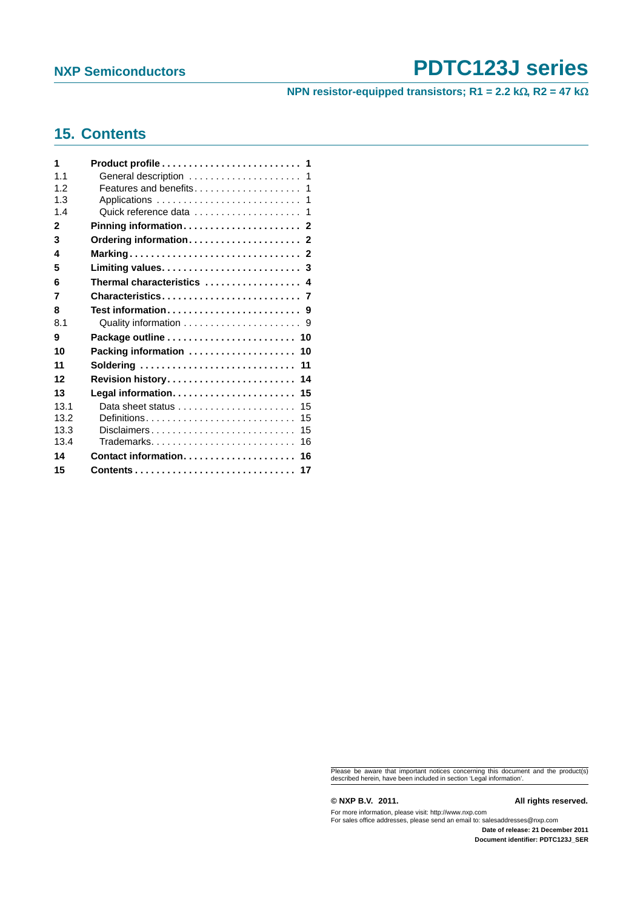## 15. Contents

| | | |
|---|---|---|
| **1** | **Product profile** | **1** |
| 1.1 | General description | 1 |
| 1.2 | Features and benefits | 1 |
| 1.3 | Applications | 1 |
| 1.4 | Quick reference data | 1 |
| **2** | **Pinning information** | **2** |
| **3** | **Ordering information** | **2** |
| **4** | **Marking** | **2** |
| **5** | **Limiting values** | **3** |
| **6** | **Thermal characteristics** | **4** |
| **7** | **Characteristics** | **7** |
| **8** | **Test information** | **9** |
| 8.1 | Quality information | 9 |
| **9** | **Package outline** | **10** |
| **10** | **Packing information** | **10** |
| **11** | **Soldering** | **11** |
| **12** | **Revision history** | **14** |
| **13** | **Legal information** | **15** |
| 13.1 | Data sheet status | 15 |
| 13.2 | Definitions | 15 |
| 13.3 | Disclaimers | 15 |
| 13.4 | Trademarks | 16 |
| **14** | **Contact information** | **16** |
| **15** | **Contents** | **17** |

Please be aware that important notices concerning this document and the product(s) described herein, have been included in section 'Legal information'.

**© NXP B.V. 2011.** **All rights reserved.**

For more information, please visit: http://www.nxp.com
For sales office addresses, please send an email to: salesaddresses@nxp.com

**Date of release: 21 December 2011**
**Document identifier: PDTC123J_SER**